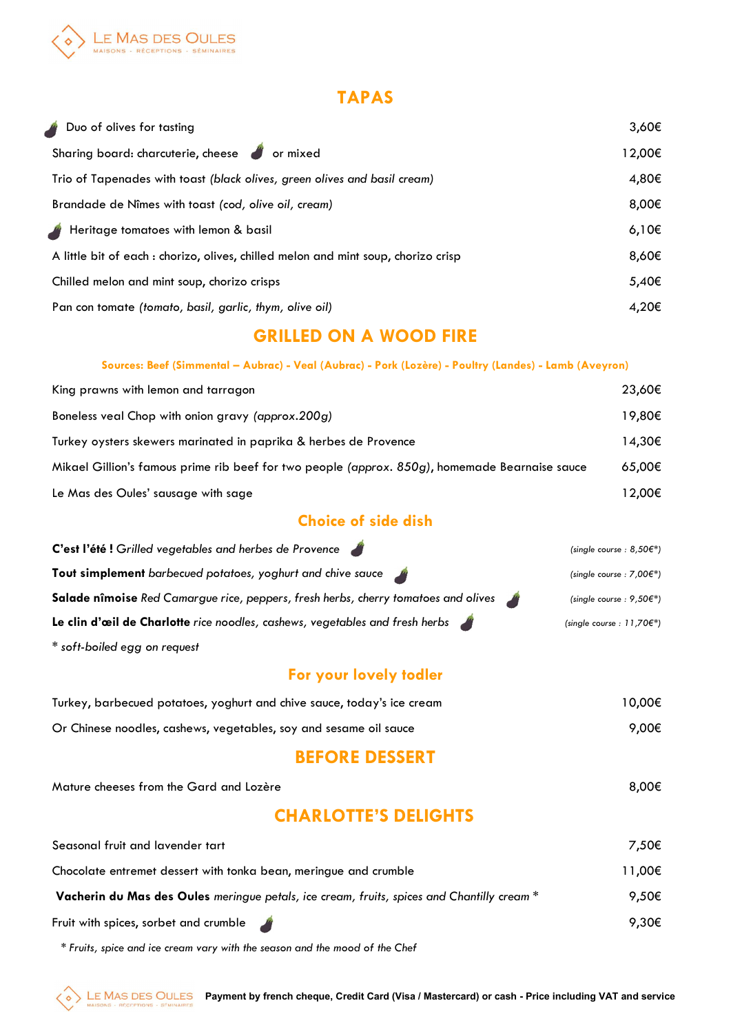LE MAS DES OULES
MAISONS - RÉCEPTIONS - SÉMINAIRES

# TAPAS

| | |
|---|---|
| Duo of olives for tasting | 3,60€ |
| Sharing board: charcuterie, cheese or mixed | 12,00€ |
| Trio of Tapenades with toast *(black olives, green olives and basil cream)* | 4,80€ |
| Brandade de Nîmes with toast *(cod, olive oil, cream)* | 8,00€ |
| Heritage tomatoes with lemon & basil | 6,10€ |
| A little bit of each : chorizo, olives, chilled melon and mint soup, chorizo crisp | 8,60€ |
| Chilled melon and mint soup, chorizo crisps | 5,40€ |
| Pan con tomate *(tomato, basil, garlic, thym, olive oil)* | 4,20€ |

# GRILLED ON A WOOD FIRE

**Sources: Beef (Simmental – Aubrac) - Veal (Aubrac) - Pork (Lozère) - Poultry (Landes) - Lamb (Aveyron)**

| | |
|---|---|
| King prawns with lemon and tarragon | 23,60€ |
| Boneless veal Chop with onion gravy *(approx.200g)* | 19,80€ |
| Turkey oysters skewers marinated in paprika & herbes de Provence | 14,30€ |
| Mikael Gillion's famous prime rib beef for two people *(approx. 850g)*, homemade Bearnaise sauce | 65,00€ |
| Le Mas des Oules' sausage with sage | 12,00€ |

## Choice of side dish

| | |
|---|---|
| **C'est l'été !** *Grilled vegetables and herbes de Provence* | *(single course : 8,50€\*)* |
| **Tout simplement** *barbecued potatoes, yoghurt and chive sauce* | *(single course : 7,00€\*)* |
| **Salade nîmoise** *Red Camargue rice, peppers, fresh herbs, cherry tomatoes and olives* | *(single course : 9,50€\*)* |
| **Le clin d'œil de Charlotte** *rice noodles, cashews, vegetables and fresh herbs* | *(single course : 11,70€\*)* |

*\* soft-boiled egg on request*

## For your lovely todler

| | |
|---|---|
| Turkey, barbecued potatoes, yoghurt and chive sauce, today's ice cream | 10,00€ |
| Or Chinese noodles, cashews, vegetables, soy and sesame oil sauce | 9,00€ |

# BEFORE DESSERT

| | |
|---|---|
| Mature cheeses from the Gard and Lozère | 8,00€ |

# CHARLOTTE'S DELIGHTS

| | |
|---|---|
| Seasonal fruit and lavender tart | 7,50€ |
| Chocolate entremet dessert with tonka bean, meringue and crumble | 11,00€ |
| **Vacherin du Mas des Oules** *meringue petals, ice cream, fruits, spices and Chantilly cream \** | 9,50€ |
| Fruit with spices, sorbet and crumble | 9,30€ |

*\* Fruits, spice and ice cream vary with the season and the mood of the Chef*

**Payment by french cheque, Credit Card (Visa / Mastercard) or cash - Price including VAT and service**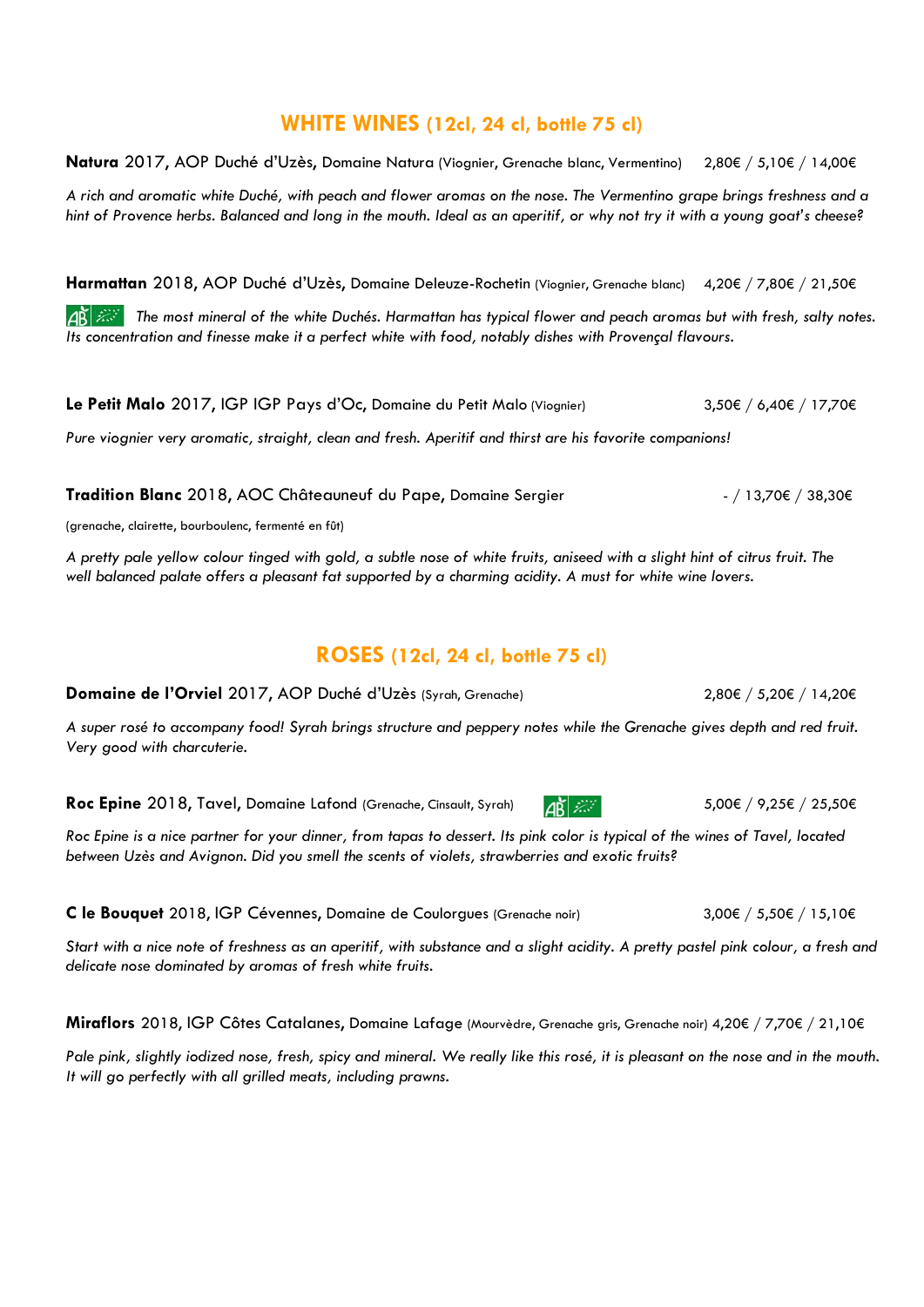## WHITE WINES (12cl, 24 cl, bottle 75 cl)

**Natura** 2017, AOP Duché d'Uzès, Domaine Natura (Viognier, Grenache blanc, Vermentino) 2,80€ / 5,10€ / 14,00€

*A rich and aromatic white Duché, with peach and flower aromas on the nose. The Vermentino grape brings freshness and a hint of Provence herbs. Balanced and long in the mouth. Ideal as an aperitif, or why not try it with a young goat's cheese?*

**Harmattan** 2018, AOP Duché d'Uzès, Domaine Deleuze-Rochetin (Viognier, Grenache blanc) 4,20€ / 7,80€ / 21,50€

*The most mineral of the white Duchés. Harmattan has typical flower and peach aromas but with fresh, salty notes. Its concentration and finesse make it a perfect white with food, notably dishes with Provençal flavours.*

**Le Petit Malo** 2017, IGP IGP Pays d'Oc, Domaine du Petit Malo (Viognier) 3,50€ / 6,40€ / 17,70€

*Pure viognier very aromatic, straight, clean and fresh. Aperitif and thirst are his favorite companions!*

**Tradition Blanc** 2018, AOC Châteauneuf du Pape, Domaine Sergier - / 13,70€ / 38,30€

(grenache, clairette, bourboulenc, fermenté en fût)

*A pretty pale yellow colour tinged with gold, a subtle nose of white fruits, aniseed with a slight hint of citrus fruit. The well balanced palate offers a pleasant fat supported by a charming acidity. A must for white wine lovers.*

## ROSES (12cl, 24 cl, bottle 75 cl)

**Domaine de l'Orviel** 2017, AOP Duché d'Uzès (Syrah, Grenache) 2,80€ / 5,20€ / 14,20€

*A super rosé to accompany food! Syrah brings structure and peppery notes while the Grenache gives depth and red fruit. Very good with charcuterie.*

**Roc Epine** 2018, Tavel, Domaine Lafond (Grenache, Cinsault, Syrah) 5,00€ / 9,25€ / 25,50€

*Roc Epine is a nice partner for your dinner, from tapas to dessert. Its pink color is typical of the wines of Tavel, located between Uzès and Avignon. Did you smell the scents of violets, strawberries and exotic fruits?*

**C le Bouquet** 2018, IGP Cévennes, Domaine de Coulorgues (Grenache noir) 3,00€ / 5,50€ / 15,10€

*Start with a nice note of freshness as an aperitif, with substance and a slight acidity. A pretty pastel pink colour, a fresh and delicate nose dominated by aromas of fresh white fruits.*

**Miraflors** 2018, IGP Côtes Catalanes, Domaine Lafage (Mourvèdre, Grenache gris, Grenache noir) 4,20€ / 7,70€ / 21,10€

*Pale pink, slightly iodized nose, fresh, spicy and mineral. We really like this rosé, it is pleasant on the nose and in the mouth. It will go perfectly with all grilled meats, including prawns.*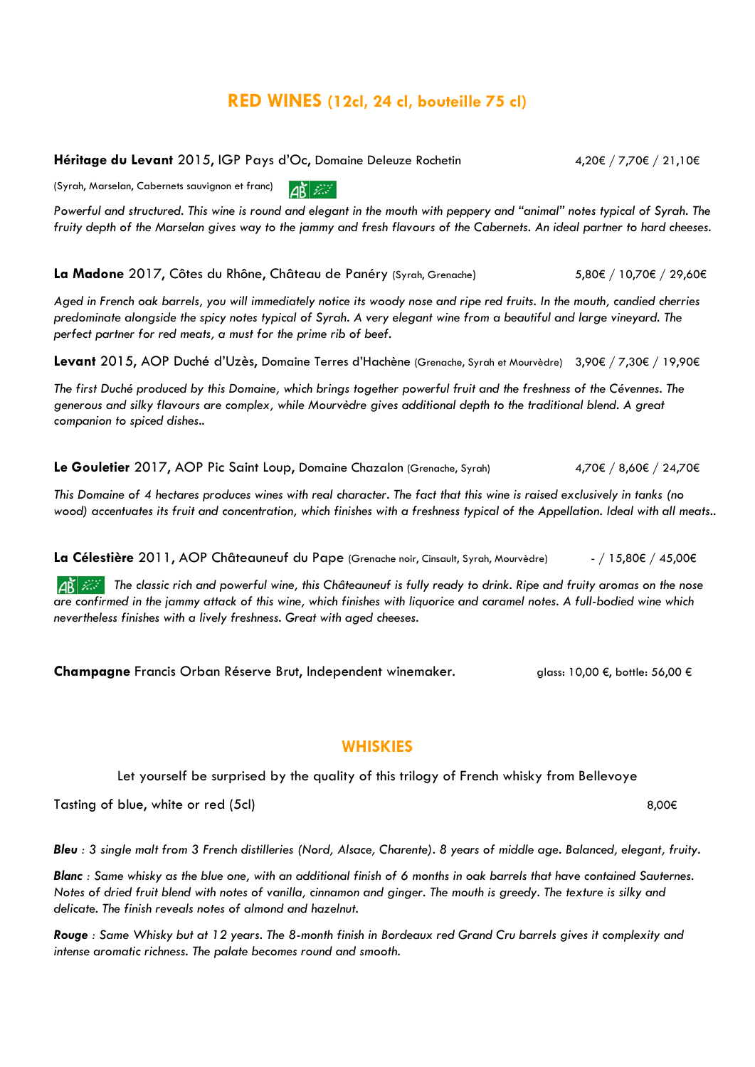## **RED WINES** (12cl, 24 cl, bouteille 75 cl)

**Héritage du Levant** 2015, IGP Pays d'Oc, Domaine Deleuze Rochetin 4,20€ / 7,70€ / 21,10€

(Syrah, Marselan, Cabernets sauvignon et franc)

*Powerful and structured. This wine is round and elegant in the mouth with peppery and "animal" notes typical of Syrah. The fruity depth of the Marselan gives way to the jammy and fresh flavours of the Cabernets. An ideal partner to hard cheeses.*

**La Madone** 2017, Côtes du Rhône, Château de Panéry (Syrah, Grenache) 5,80€ / 10,70€ / 29,60€

*Aged in French oak barrels, you will immediately notice its woody nose and ripe red fruits. In the mouth, candied cherries predominate alongside the spicy notes typical of Syrah. A very elegant wine from a beautiful and large vineyard. The perfect partner for red meats, a must for the prime rib of beef.*

**Levant** 2015, AOP Duché d'Uzès, Domaine Terres d'Hachène (Grenache, Syrah et Mourvèdre) 3,90€ / 7,30€ / 19,90€

*The first Duché produced by this Domaine, which brings together powerful fruit and the freshness of the Cévennes. The generous and silky flavours are complex, while Mourvèdre gives additional depth to the traditional blend. A great companion to spiced dishes..*

**Le Gouletier** 2017, AOP Pic Saint Loup, Domaine Chazalon (Grenache, Syrah) 4,70€ / 8,60€ / 24,70€

*This Domaine of 4 hectares produces wines with real character. The fact that this wine is raised exclusively in tanks (no wood) accentuates its fruit and concentration, which finishes with a freshness typical of the Appellation. Ideal with all meats..*

**La Célestière** 2011, AOP Châteauneuf du Pape (Grenache noir, Cinsault, Syrah, Mourvèdre) - / 15,80€ / 45,00€

*The classic rich and powerful wine, this Châteauneuf is fully ready to drink. Ripe and fruity aromas on the nose are confirmed in the jammy attack of this wine, which finishes with liquorice and caramel notes. A full-bodied wine which nevertheless finishes with a lively freshness. Great with aged cheeses.*

**Champagne** Francis Orban Réserve Brut, Independent winemaker. glass: 10,00 €, bottle: 56,00 €

## **WHISKIES**

Let yourself be surprised by the quality of this trilogy of French whisky from Bellevoye

Tasting of blue, white or red (5cl) 8,00€

***Bleu*** *: 3 single malt from 3 French distilleries (Nord, Alsace, Charente). 8 years of middle age. Balanced, elegant, fruity.*

***Blanc*** *: Same whisky as the blue one, with an additional finish of 6 months in oak barrels that have contained Sauternes. Notes of dried fruit blend with notes of vanilla, cinnamon and ginger. The mouth is greedy. The texture is silky and delicate. The finish reveals notes of almond and hazelnut.*

***Rouge*** *: Same Whisky but at 12 years. The 8-month finish in Bordeaux red Grand Cru barrels gives it complexity and intense aromatic richness. The palate becomes round and smooth.*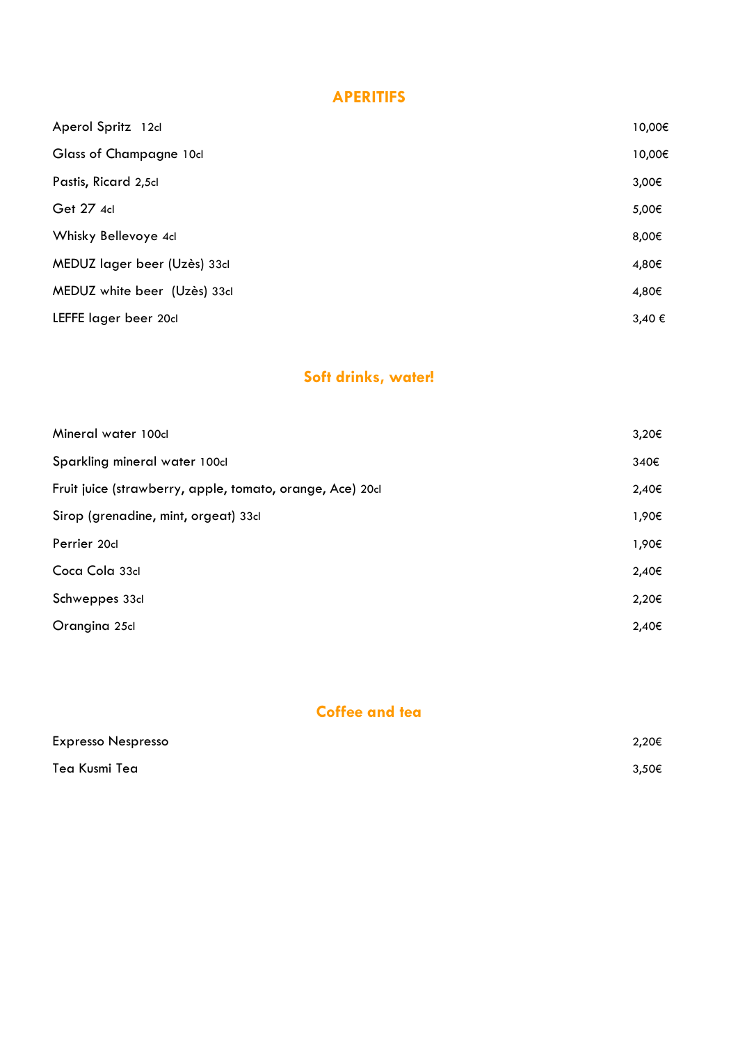## APERITIFS

| | |
|---|---|
| Aperol Spritz 12cl | 10,00€ |
| Glass of Champagne 10cl | 10,00€ |
| Pastis, Ricard 2,5cl | 3,00€ |
| Get 27 4cl | 5,00€ |
| Whisky Bellevoye 4cl | 8,00€ |
| MEDUZ lager beer (Uzès) 33cl | 4,80€ |
| MEDUZ white beer (Uzès) 33cl | 4,80€ |
| LEFFE lager beer 20cl | 3,40 € |

## Soft drinks, water!

| | |
|---|---|
| Mineral water 100cl | 3,20€ |
| Sparkling mineral water 100cl | 340€ |
| Fruit juice (strawberry, apple, tomato, orange, Ace) 20cl | 2,40€ |
| Sirop (grenadine, mint, orgeat) 33cl | 1,90€ |
| Perrier 20cl | 1,90€ |
| Coca Cola 33cl | 2,40€ |
| Schweppes 33cl | 2,20€ |
| Orangina 25cl | 2,40€ |

## Coffee and tea

| | |
|---|---|
| Expresso Nespresso | 2,20€ |
| Tea Kusmi Tea | 3,50€ |